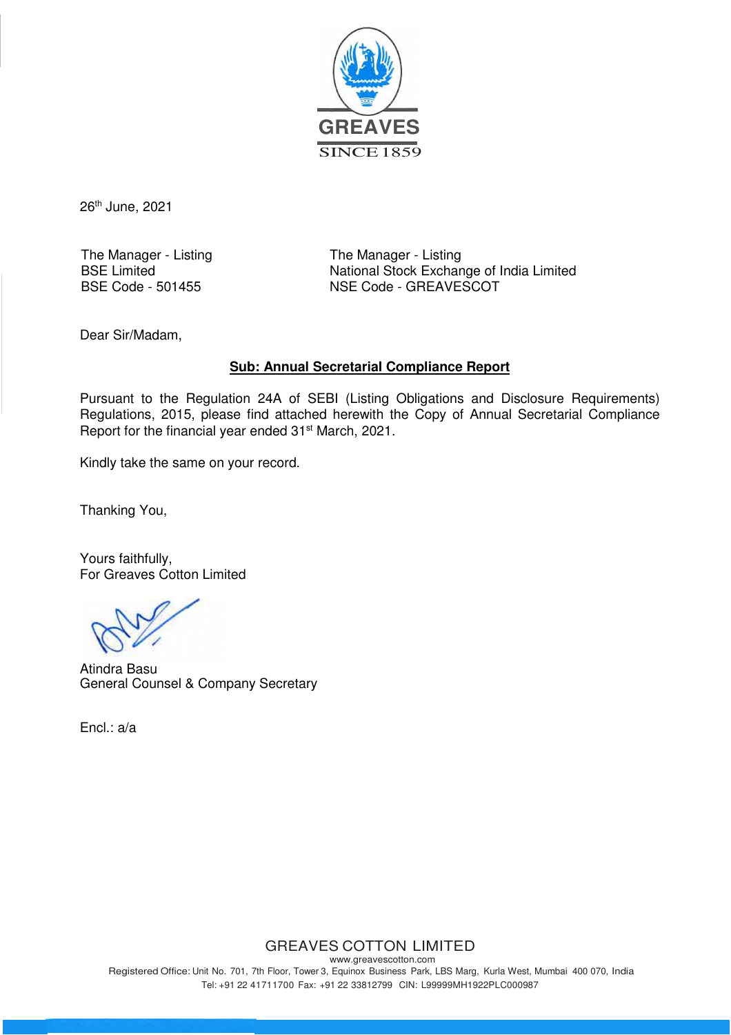GREAVES

SINCE 1859

26th June, 2021

| The Manager - Listing | The Manager - Listing |
| --- | --- |
| BSE Limited | National Stock Exchange of India Limited |
| BSE Code - 501455 | NSE Code - GREAVESCOT |

Dear Sir/Madam,

**Sub: Annual Secretarial Compliance Report**

Pursuant to the Regulation 24A of SEBI (Listing Obligations and Disclosure Requirements) Regulations, 2015, please find attached herewith the Copy of Annual Secretarial Compliance Report for the financial year ended 31st March, 2021.

Kindly take the same on your record.

Thanking You,

Yours faithfully,
For Greaves Cotton Limited

Atindra Basu
General Counsel & Company Secretary

Encl.: a/a

GREAVES COTTON LIMITED
www.greavescotton.com
Registered Office: Unit No. 701, 7th Floor, Tower 3, Equinox Business Park, LBS Marg, Kurla West, Mumbai 400 070, India
Tel: +91 22 41711700 Fax: +91 22 33812799 CIN: L99999MH1922PLC000987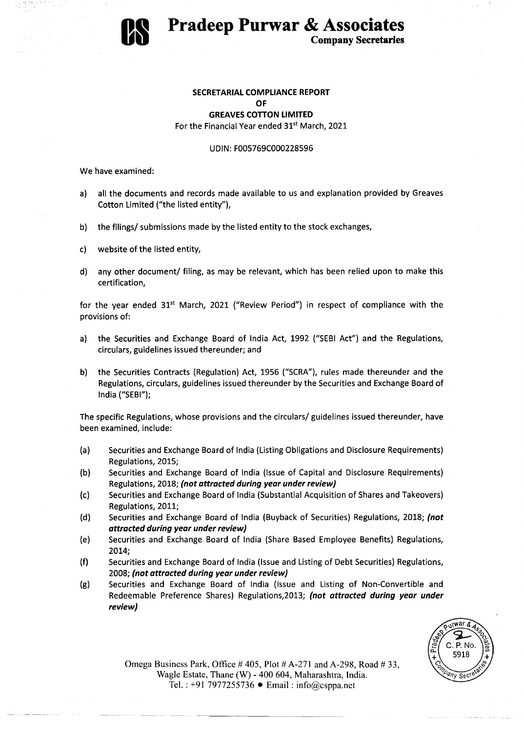# Pradeep Purwar & Associates

Company Secretaries

**SECRETARIAL COMPLIANCE REPORT**

**OF**

**GREAVES COTTON LIMITED**

For the Financial Year ended 31st March, 2021

UDIN: F005769C000228596

We have examined:

a) all the documents and records made available to us and explanation provided by Greaves Cotton Limited ("the listed entity"),

b) the filings/ submissions made by the listed entity to the stock exchanges,

c) website of the listed entity,

d) any other document/ filing, as may be relevant, which has been relied upon to make this certification,

for the year ended 31st March, 2021 ("Review Period") in respect of compliance with the provisions of:

a) the Securities and Exchange Board of India Act, 1992 ("SEBI Act") and the Regulations, circulars, guidelines issued thereunder; and

b) the Securities Contracts (Regulation) Act, 1956 ("SCRA"), rules made thereunder and the Regulations, circulars, guidelines issued thereunder by the Securities and Exchange Board of India ("SEBI");

The specific Regulations, whose provisions and the circulars/ guidelines issued thereunder, have been examined, include:

(a) Securities and Exchange Board of India (Listing Obligations and Disclosure Requirements) Regulations, 2015;

(b) Securities and Exchange Board of India (Issue of Capital and Disclosure Requirements) Regulations, 2018; ***(not attracted during year under review)***

(c) Securities and Exchange Board of India (Substantial Acquisition of Shares and Takeovers) Regulations, 2011;

(d) Securities and Exchange Board of India (Buyback of Securities) Regulations, 2018; ***(not attracted during year under review)***

(e) Securities and Exchange Board of India (Share Based Employee Benefits) Regulations, 2014;

(f) Securities and Exchange Board of India (Issue and Listing of Debt Securities) Regulations, 2008; ***(not attracted during year under review)***

(g) Securities and Exchange Board of India (Issue and Listing of Non-Convertible and Redeemable Preference Shares) Regulations,2013; ***(not attracted during year under review)***

Omega Business Park, Office # 405, Plot # A-271 and A-298, Road # 33, Wagle Estate, Thane (W) - 400 604, Maharashtra, India.
Tel. : +91 7977255736 • Email : info@csppa.net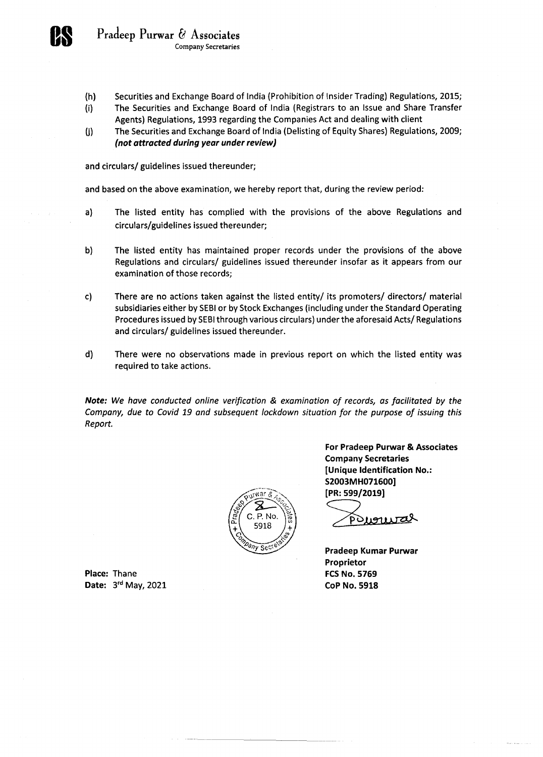(h) Securities and Exchange Board of India (Prohibition of Insider Trading) Regulations, 2015;

(i) The Securities and Exchange Board of India (Registrars to an Issue and Share Transfer Agents) Regulations, 1993 regarding the Companies Act and dealing with client

(j) The Securities and Exchange Board of India (Delisting of Equity Shares) Regulations, 2009; ***(not attracted during year under review)***

and circulars/ guidelines issued thereunder;

and based on the above examination, we hereby report that, during the review period:

a) The listed entity has complied with the provisions of the above Regulations and circulars/guidelines issued thereunder;

b) The listed entity has maintained proper records under the provisions of the above Regulations and circulars/ guidelines issued thereunder insofar as it appears from our examination of those records;

c) There are no actions taken against the listed entity/ its promoters/ directors/ material subsidiaries either by SEBI or by Stock Exchanges (including under the Standard Operating Procedures issued by SEBI through various circulars) under the aforesaid Acts/ Regulations and circulars/ guidelines issued thereunder.

d) There were no observations made in previous report on which the listed entity was required to take actions.

***Note:*** *We have conducted online verification & examination of records, as facilitated by the Company, due to Covid 19 and subsequent lockdown situation for the purpose of issuing this Report.*

**For Pradeep Purwar & Associates**
**Company Secretaries**
**[Unique Identification No.: S2003MH071600]**
**[PR: 599/2019]**

**Pradeep Kumar Purwar**
**Proprietor**
**FCS No. 5769**
**CoP No. 5918**

**Place:** Thane
**Date:** 3rd May, 2021